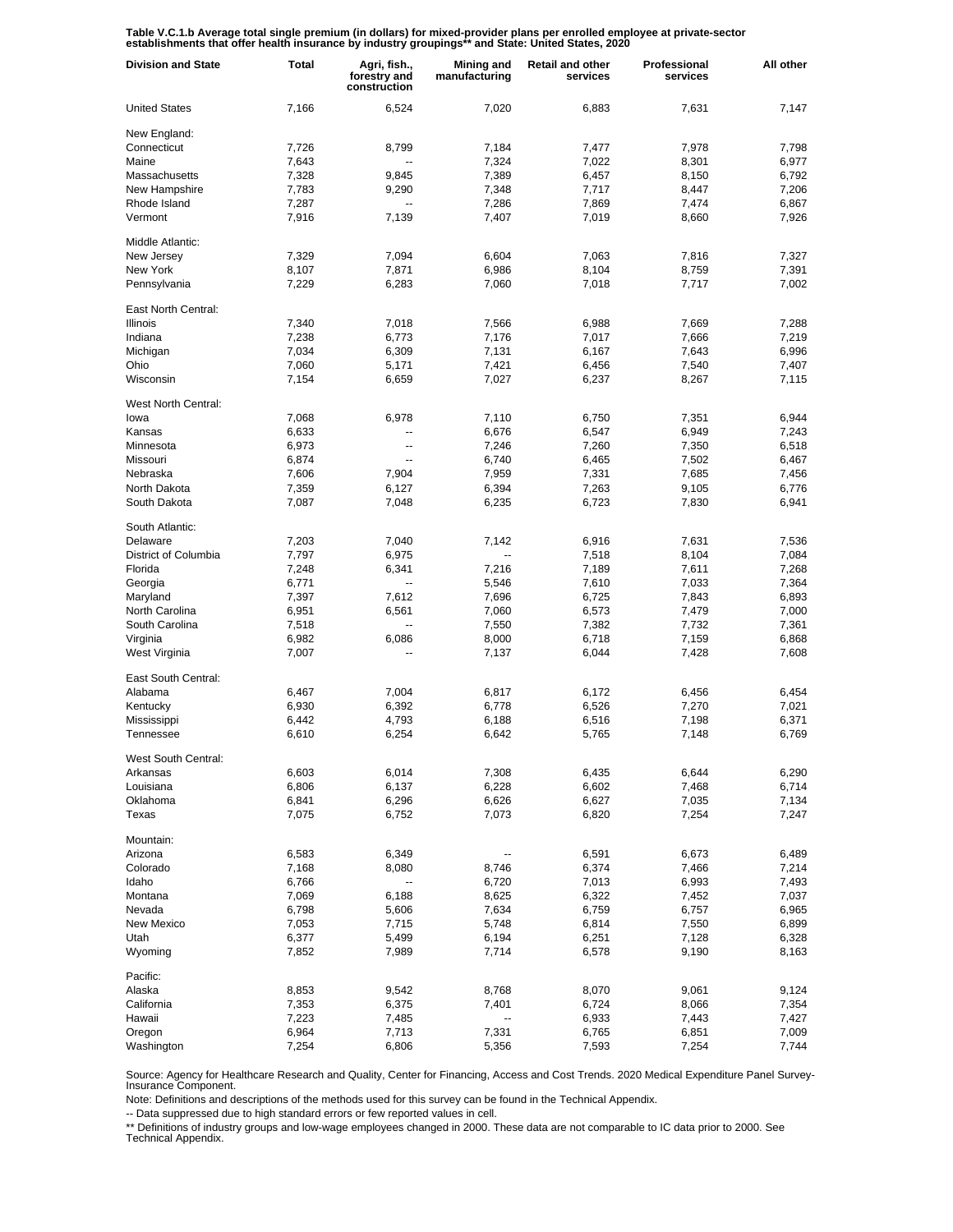**Table V.C.1.b Average total single premium (in dollars) for mixed-provider plans per enrolled employee at private-sector establishments that offer health insurance by industry groupings** and State: United States, 2020**

| Division and State | Total | Agri, fish., forestry and construction | Mining and manufacturing | Retail and other services | Professional services | All other |
|---|---|---|---|---|---|---|
| United States | 7,166 | 6,524 | 7,020 | 6,883 | 7,631 | 7,147 |
| New England: | | | | | | |
| Connecticut | 7,726 | 8,799 | 7,184 | 7,477 | 7,978 | 7,798 |
| Maine | 7,643 | -- | 7,324 | 7,022 | 8,301 | 6,977 |
| Massachusetts | 7,328 | 9,845 | 7,389 | 6,457 | 8,150 | 6,792 |
| New Hampshire | 7,783 | 9,290 | 7,348 | 7,717 | 8,447 | 7,206 |
| Rhode Island | 7,287 | -- | 7,286 | 7,869 | 7,474 | 6,867 |
| Vermont | 7,916 | 7,139 | 7,407 | 7,019 | 8,660 | 7,926 |
| Middle Atlantic: | | | | | | |
| New Jersey | 7,329 | 7,094 | 6,604 | 7,063 | 7,816 | 7,327 |
| New York | 8,107 | 7,871 | 6,986 | 8,104 | 8,759 | 7,391 |
| Pennsylvania | 7,229 | 6,283 | 7,060 | 7,018 | 7,717 | 7,002 |
| East North Central: | | | | | | |
| Illinois | 7,340 | 7,018 | 7,566 | 6,988 | 7,669 | 7,288 |
| Indiana | 7,238 | 6,773 | 7,176 | 7,017 | 7,666 | 7,219 |
| Michigan | 7,034 | 6,309 | 7,131 | 6,167 | 7,643 | 6,996 |
| Ohio | 7,060 | 5,171 | 7,421 | 6,456 | 7,540 | 7,407 |
| Wisconsin | 7,154 | 6,659 | 7,027 | 6,237 | 8,267 | 7,115 |
| West North Central: | | | | | | |
| Iowa | 7,068 | 6,978 | 7,110 | 6,750 | 7,351 | 6,944 |
| Kansas | 6,633 | -- | 6,676 | 6,547 | 6,949 | 7,243 |
| Minnesota | 6,973 | -- | 7,246 | 7,260 | 7,350 | 6,518 |
| Missouri | 6,874 | -- | 6,740 | 6,465 | 7,502 | 6,467 |
| Nebraska | 7,606 | 7,904 | 7,959 | 7,331 | 7,685 | 7,456 |
| North Dakota | 7,359 | 6,127 | 6,394 | 7,263 | 9,105 | 6,776 |
| South Dakota | 7,087 | 7,048 | 6,235 | 6,723 | 7,830 | 6,941 |
| South Atlantic: | | | | | | |
| Delaware | 7,203 | 7,040 | 7,142 | 6,916 | 7,631 | 7,536 |
| District of Columbia | 7,797 | 6,975 | -- | 7,518 | 8,104 | 7,084 |
| Florida | 7,248 | 6,341 | 7,216 | 7,189 | 7,611 | 7,268 |
| Georgia | 6,771 | -- | 5,546 | 7,610 | 7,033 | 7,364 |
| Maryland | 7,397 | 7,612 | 7,696 | 6,725 | 7,843 | 6,893 |
| North Carolina | 6,951 | 6,561 | 7,060 | 6,573 | 7,479 | 7,000 |
| South Carolina | 7,518 | -- | 7,550 | 7,382 | 7,732 | 7,361 |
| Virginia | 6,982 | 6,086 | 8,000 | 6,718 | 7,159 | 6,868 |
| West Virginia | 7,007 | -- | 7,137 | 6,044 | 7,428 | 7,608 |
| East South Central: | | | | | | |
| Alabama | 6,467 | 7,004 | 6,817 | 6,172 | 6,456 | 6,454 |
| Kentucky | 6,930 | 6,392 | 6,778 | 6,526 | 7,270 | 7,021 |
| Mississippi | 6,442 | 4,793 | 6,188 | 6,516 | 7,198 | 6,371 |
| Tennessee | 6,610 | 6,254 | 6,642 | 5,765 | 7,148 | 6,769 |
| West South Central: | | | | | | |
| Arkansas | 6,603 | 6,014 | 7,308 | 6,435 | 6,644 | 6,290 |
| Louisiana | 6,806 | 6,137 | 6,228 | 6,602 | 7,468 | 6,714 |
| Oklahoma | 6,841 | 6,296 | 6,626 | 6,627 | 7,035 | 7,134 |
| Texas | 7,075 | 6,752 | 7,073 | 6,820 | 7,254 | 7,247 |
| Mountain: | | | | | | |
| Arizona | 6,583 | 6,349 | -- | 6,591 | 6,673 | 6,489 |
| Colorado | 7,168 | 8,080 | 8,746 | 6,374 | 7,466 | 7,214 |
| Idaho | 6,766 | -- | 6,720 | 7,013 | 6,993 | 7,493 |
| Montana | 7,069 | 6,188 | 8,625 | 6,322 | 7,452 | 7,037 |
| Nevada | 6,798 | 5,606 | 7,634 | 6,759 | 6,757 | 6,965 |
| New Mexico | 7,053 | 7,715 | 5,748 | 6,814 | 7,550 | 6,899 |
| Utah | 6,377 | 5,499 | 6,194 | 6,251 | 7,128 | 6,328 |
| Wyoming | 7,852 | 7,989 | 7,714 | 6,578 | 9,190 | 8,163 |
| Pacific: | | | | | | |
| Alaska | 8,853 | 9,542 | 8,768 | 8,070 | 9,061 | 9,124 |
| California | 7,353 | 6,375 | 7,401 | 6,724 | 8,066 | 7,354 |
| Hawaii | 7,223 | 7,485 | -- | 6,933 | 7,443 | 7,427 |
| Oregon | 6,964 | 7,713 | 7,331 | 6,765 | 6,851 | 7,009 |
| Washington | 7,254 | 6,806 | 5,356 | 7,593 | 7,254 | 7,744 |

Source: Agency for Healthcare Research and Quality, Center for Financing, Access and Cost Trends. 2020 Medical Expenditure Panel Survey-Insurance Component.

Note: Definitions and descriptions of the methods used for this survey can be found in the Technical Appendix.

-- Data suppressed due to high standard errors or few reported values in cell.

** Definitions of industry groups and low-wage employees changed in 2000. These data are not comparable to IC data prior to 2000. See Technical Appendix.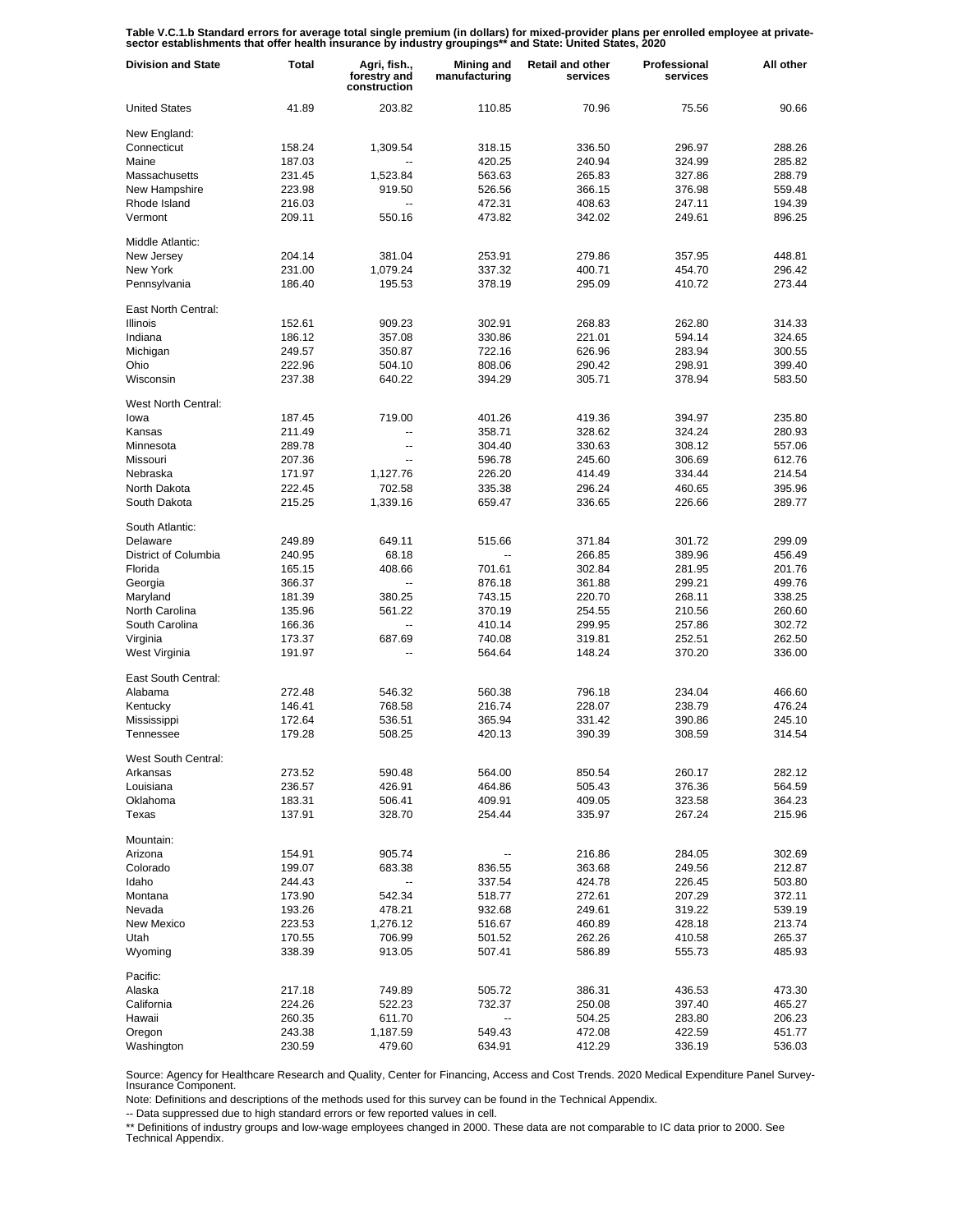**Table V.C.1.b Standard errors for average total single premium (in dollars) for mixed-provider plans per enrolled employee at private-sector establishments that offer health insurance by industry groupings** and State: United States, 2020**

| Division and State | Total | Agri, fish., forestry and construction | Mining and manufacturing | Retail and other services | Professional services | All other |
|---|---|---|---|---|---|---|
| United States | 41.89 | 203.82 | 110.85 | 70.96 | 75.56 | 90.66 |
| New England: | | | | | | |
| Connecticut | 158.24 | 1,309.54 | 318.15 | 336.50 | 296.97 | 288.26 |
| Maine | 187.03 | -- | 420.25 | 240.94 | 324.99 | 285.82 |
| Massachusetts | 231.45 | 1,523.84 | 563.63 | 265.83 | 327.86 | 288.79 |
| New Hampshire | 223.98 | 919.50 | 526.56 | 366.15 | 376.98 | 559.48 |
| Rhode Island | 216.03 | -- | 472.31 | 408.63 | 247.11 | 194.39 |
| Vermont | 209.11 | 550.16 | 473.82 | 342.02 | 249.61 | 896.25 |
| Middle Atlantic: | | | | | | |
| New Jersey | 204.14 | 381.04 | 253.91 | 279.86 | 357.95 | 448.81 |
| New York | 231.00 | 1,079.24 | 337.32 | 400.71 | 454.70 | 296.42 |
| Pennsylvania | 186.40 | 195.53 | 378.19 | 295.09 | 410.72 | 273.44 |
| East North Central: | | | | | | |
| Illinois | 152.61 | 909.23 | 302.91 | 268.83 | 262.80 | 314.33 |
| Indiana | 186.12 | 357.08 | 330.86 | 221.01 | 594.14 | 324.65 |
| Michigan | 249.57 | 350.87 | 722.16 | 626.96 | 283.94 | 300.55 |
| Ohio | 222.96 | 504.10 | 808.06 | 290.42 | 298.91 | 399.40 |
| Wisconsin | 237.38 | 640.22 | 394.29 | 305.71 | 378.94 | 583.50 |
| West North Central: | | | | | | |
| Iowa | 187.45 | 719.00 | 401.26 | 419.36 | 394.97 | 235.80 |
| Kansas | 211.49 | -- | 358.71 | 328.62 | 324.24 | 280.93 |
| Minnesota | 289.78 | -- | 304.40 | 330.63 | 308.12 | 557.06 |
| Missouri | 207.36 | -- | 596.78 | 245.60 | 306.69 | 612.76 |
| Nebraska | 171.97 | 1,127.76 | 226.20 | 414.49 | 334.44 | 214.54 |
| North Dakota | 222.45 | 702.58 | 335.38 | 296.24 | 460.65 | 395.96 |
| South Dakota | 215.25 | 1,339.16 | 659.47 | 336.65 | 226.66 | 289.77 |
| South Atlantic: | | | | | | |
| Delaware | 249.89 | 649.11 | 515.66 | 371.84 | 301.72 | 299.09 |
| District of Columbia | 240.95 | 68.18 | -- | 266.85 | 389.96 | 456.49 |
| Florida | 165.15 | 408.66 | 701.61 | 302.84 | 281.95 | 201.76 |
| Georgia | 366.37 | -- | 876.18 | 361.88 | 299.21 | 499.76 |
| Maryland | 181.39 | 380.25 | 743.15 | 220.70 | 268.11 | 338.25 |
| North Carolina | 135.96 | 561.22 | 370.19 | 254.55 | 210.56 | 260.60 |
| South Carolina | 166.36 | -- | 410.14 | 299.95 | 257.86 | 302.72 |
| Virginia | 173.37 | 687.69 | 740.08 | 319.81 | 252.51 | 262.50 |
| West Virginia | 191.97 | -- | 564.64 | 148.24 | 370.20 | 336.00 |
| East South Central: | | | | | | |
| Alabama | 272.48 | 546.32 | 560.38 | 796.18 | 234.04 | 466.60 |
| Kentucky | 146.41 | 768.58 | 216.74 | 228.07 | 238.79 | 476.24 |
| Mississippi | 172.64 | 536.51 | 365.94 | 331.42 | 390.86 | 245.10 |
| Tennessee | 179.28 | 508.25 | 420.13 | 390.39 | 308.59 | 314.54 |
| West South Central: | | | | | | |
| Arkansas | 273.52 | 590.48 | 564.00 | 850.54 | 260.17 | 282.12 |
| Louisiana | 236.57 | 426.91 | 464.86 | 505.43 | 376.36 | 564.59 |
| Oklahoma | 183.31 | 506.41 | 409.91 | 409.05 | 323.58 | 364.23 |
| Texas | 137.91 | 328.70 | 254.44 | 335.97 | 267.24 | 215.96 |
| Mountain: | | | | | | |
| Arizona | 154.91 | 905.74 | -- | 216.86 | 284.05 | 302.69 |
| Colorado | 199.07 | 683.38 | 836.55 | 363.68 | 249.56 | 212.87 |
| Idaho | 244.43 | -- | 337.54 | 424.78 | 226.45 | 503.80 |
| Montana | 173.90 | 542.34 | 518.77 | 272.61 | 207.29 | 372.11 |
| Nevada | 193.26 | 478.21 | 932.68 | 249.61 | 319.22 | 539.19 |
| New Mexico | 223.53 | 1,276.12 | 516.67 | 460.89 | 428.18 | 213.74 |
| Utah | 170.55 | 706.99 | 501.52 | 262.26 | 410.58 | 265.37 |
| Wyoming | 338.39 | 913.05 | 507.41 | 586.89 | 555.73 | 485.93 |
| Pacific: | | | | | | |
| Alaska | 217.18 | 749.89 | 505.72 | 386.31 | 436.53 | 473.30 |
| California | 224.26 | 522.23 | 732.37 | 250.08 | 397.40 | 465.27 |
| Hawaii | 260.35 | 611.70 | -- | 504.25 | 283.80 | 206.23 |
| Oregon | 243.38 | 1,187.59 | 549.43 | 472.08 | 422.59 | 451.77 |
| Washington | 230.59 | 479.60 | 634.91 | 412.29 | 336.19 | 536.03 |

Source: Agency for Healthcare Research and Quality, Center for Financing, Access and Cost Trends. 2020 Medical Expenditure Panel Survey-Insurance Component.

Note: Definitions and descriptions of the methods used for this survey can be found in the Technical Appendix.

-- Data suppressed due to high standard errors or few reported values in cell.

** Definitions of industry groups and low-wage employees changed in 2000. These data are not comparable to IC data prior to 2000. See Technical Appendix.